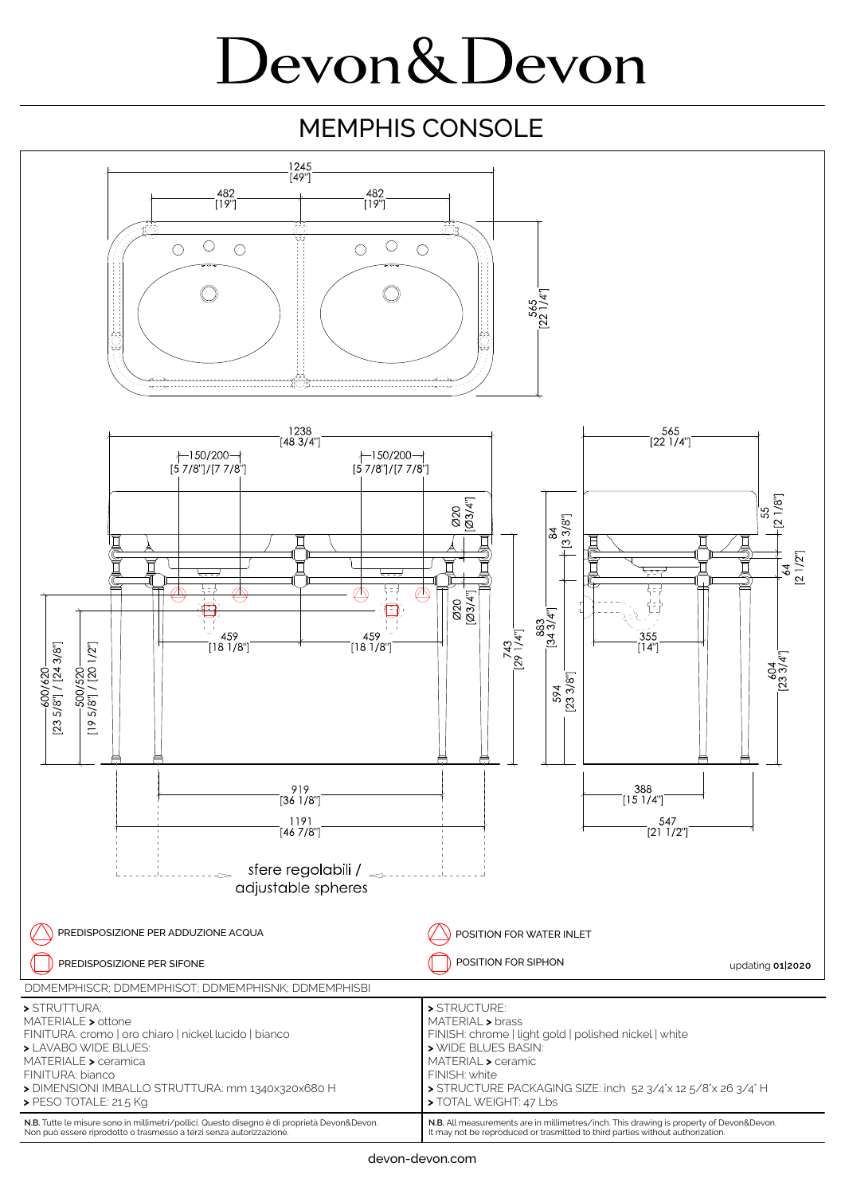# Devon&Devon

## MEMPHIS CONSOLE

1245
[49"]

482
[19"]

482
[19"]

565
[22 1/4"]

1238
[48 3/4"]

150/200
[5 7/8"]/[7 7/8"]

150/200
[5 7/8"]/[7 7/8"]

Ø20
[Ø3/4"]

Ø20
[Ø3/4"]

565
[22 1/4"]

55
[2 1/8"]

84
[3 3/8"]

64
[2 1/2"]

459
[18 1/8"]

459
[18 1/8"]

743
[29 1/4"]

883
[34 3/4"]

355
[14"]

600/620
[23 5/8"] / [24 3/8"]

500/520
[19 5/8"] / [20 1/2"]

594
[23 3/8"]

604
[23 3/4"]

919
[36 1/8"]

1191
[46 7/8"]

388
[15 1/4"]

547
[21 1/2"]

sfere regolabili /
adjustable spheres

PREDISPOSIZIONE PER ADDUZIONE ACQUA

POSITION FOR WATER INLET

PREDISPOSIZIONE PER SIFONE

POSITION FOR SIPHON

updating **01|2020**

DDMEMPHISCR; DDMEMPHISOT; DDMEMPHISNK; DDMEMPHISBI

> STRUTTURA:
MATERIALE > ottone
FINITURA: cromo | oro chiaro | nickel lucido | bianco
> LAVABO WIDE BLUES:
MATERIALE > ceramica
FINITURA: bianco
> DIMENSIONI IMBALLO STRUTTURA: mm 1340x320x680 H
> PESO TOTALE: 21.5 Kg

> STRUCTURE:
MATERIAL > brass
FINISH: chrome | light gold | polished nickel | white
> WIDE BLUES BASIN:
MATERIAL > ceramic
FINISH: white
> STRUCTURE PACKAGING SIZE: inch 52 3/4"x 12 5/8"x 26 3/4" H
> TOTAL WEIGHT: 47 Lbs

**N.B.** Tutte le misure sono in millimetri/pollici. Questo disegno è di proprietà Devon&Devon. Non può essere riprodotto o trasmesso a terzi senza autorizzazione.

**N.B.** All measurements are in millimetres/inch. This drawing is property of Devon&Devon. It may not be reproduced or trasmitted to third parties without authorization.

devon-devon.com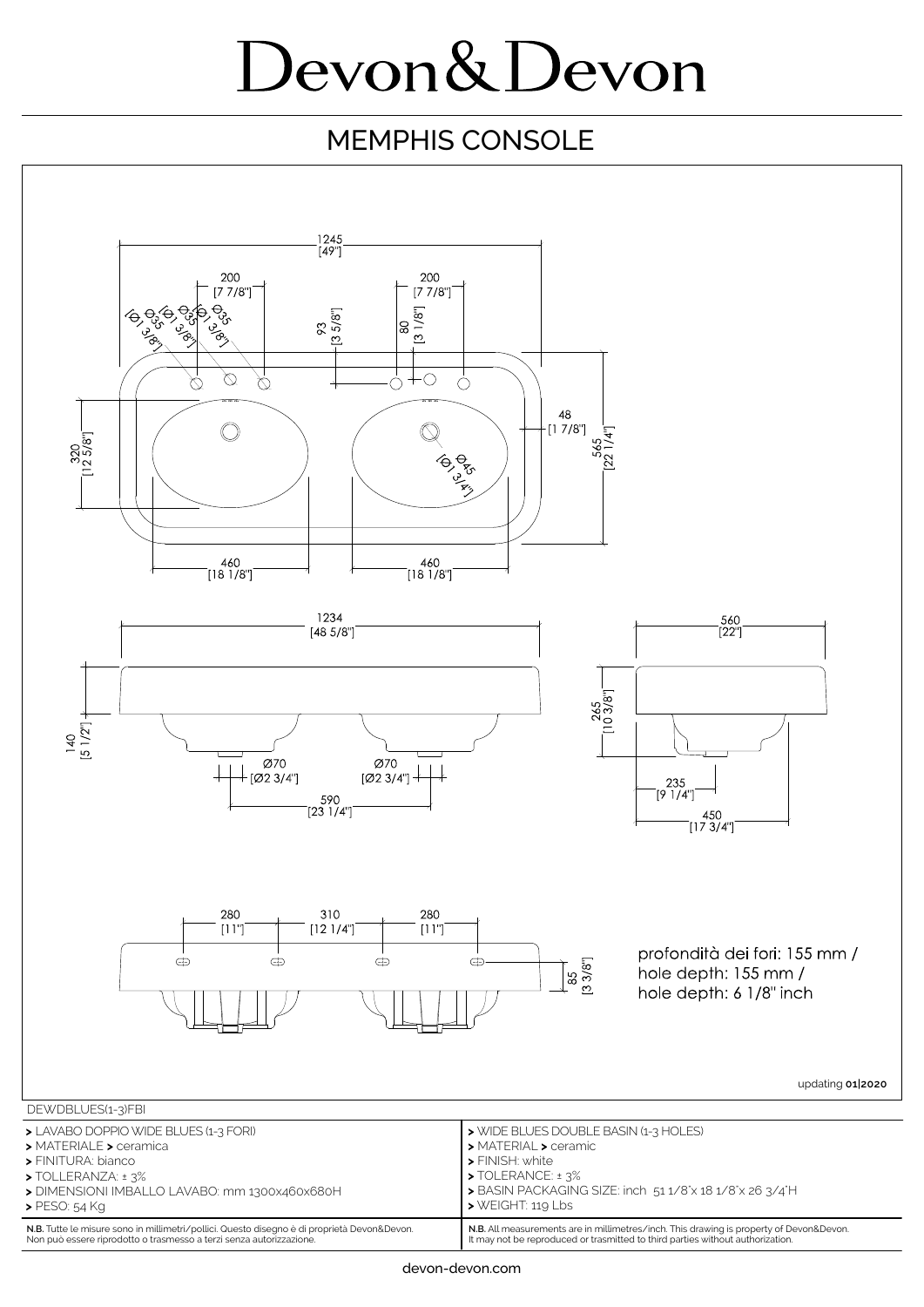# Devon&Devon

## MEMPHIS CONSOLE

1245
[49"]

200
[7 7/8"]

200
[7 7/8"]

Ø35
[Ø1 3/8"]

Ø35
[Ø1 3/8"]

Ø35
[Ø1 3/8"]

93
[3 5/8"]

80
[3 1/8"]

48
[1 7/8"]

565
[22 1/4"]

320
[12 5/8"]

Ø45
[Ø1 3/4"]

460
[18 1/8"]

460
[18 1/8"]

1234
[48 5/8"]

560
[22"]

140
[5 1/2"]

265
[10 3/8"]

Ø70
[Ø2 3/4"]

Ø70
[Ø2 3/4"]

590
[23 1/4"]

235
[9 1/4"]

450
[17 3/4"]

280
[11"]

310
[12 1/4"]

280
[11"]

85
[3 3/8"]

profondità dei fori: 155 mm /
hole depth: 155 mm /
hole depth: 6 1/8" inch

updating **01|2020**

DEWDBLUES(1-3)FBI

| | |
|---|---|
| > LAVABO DOPPIO WIDE BLUES (1-3 FORI) | > WIDE BLUES DOUBLE BASIN (1-3 HOLES) |
| > MATERIALE > ceramica | > MATERIAL > ceramic |
| > FINITURA: bianco | > FINISH: white |
| > TOLLERANZA: ± 3% | > TOLERANCE: ± 3% |
| > DIMENSIONI IMBALLO LAVABO: mm 1300x460x680H | > BASIN PACKAGING SIZE: inch 51 1/8"x 18 1/8"x 26 3/4"H |
| > PESO: 54 Kg | > WEIGHT: 119 Lbs |

**N.B.** Tutte le misure sono in millimetri/pollici. Questo disegno è di proprietà Devon&Devon. Non può essere riprodotto o trasmesso a terzi senza autorizzazione.

**N.B.** All measurements are in millimetres/inch. This drawing is property of Devon&Devon. It may not be reproduced or trasmitted to third parties without authorization.

devon-devon.com